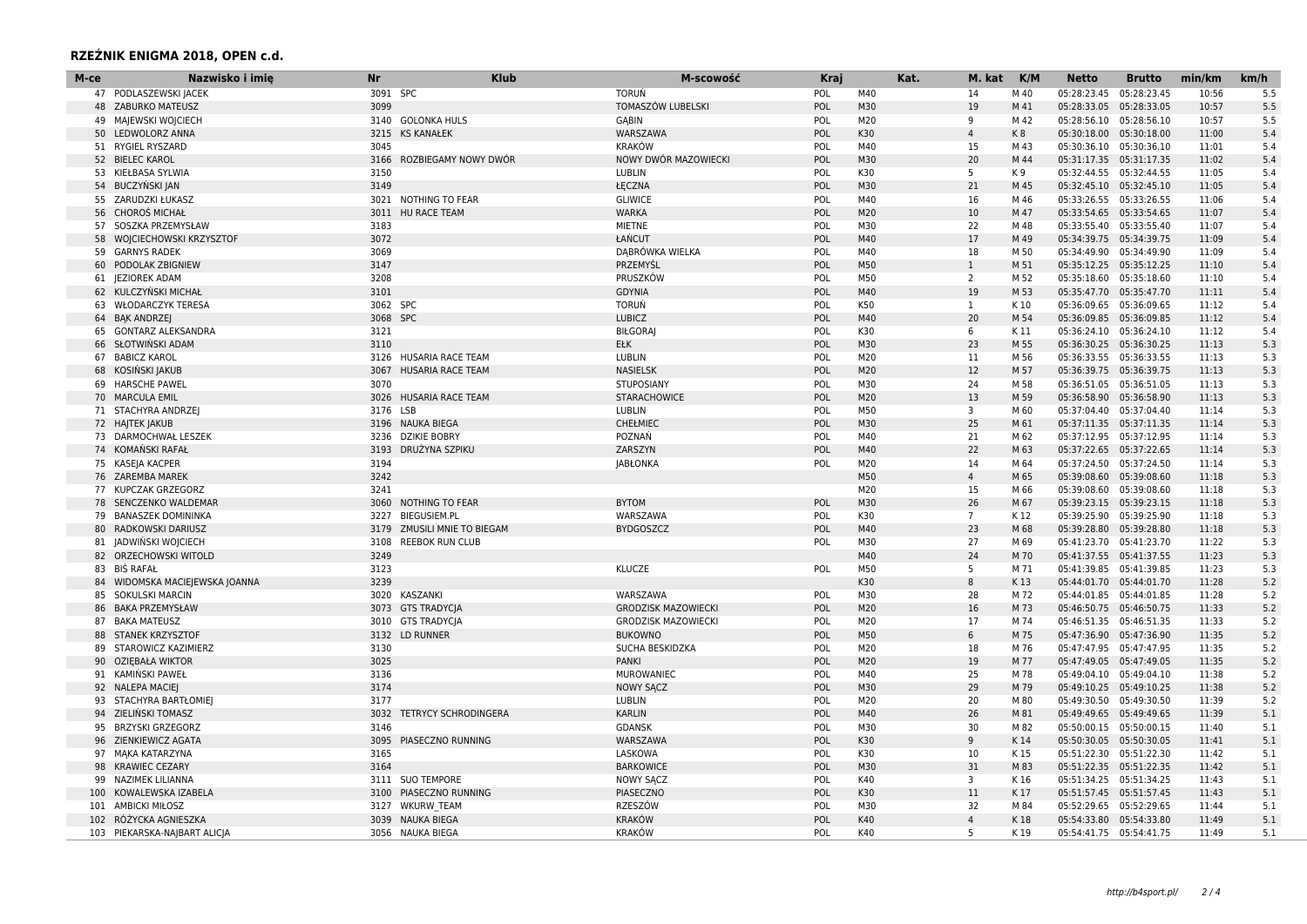## RZEŹNIK ENIGMA 2018, OPEN c.d.

| M-ce | Nazwisko i imię | Nr | Klub | M-scowość | Kraj | Kat. | M. kat | K/M | Netto | Brutto | min/km | km/h |
|---|---|---|---|---|---|---|---|---|---|---|---|---|
| 47 | PODLASZEWSKI JACEK | 3091 | SPC | TORUŃ | POL | M40 | 14 | M 40 | 05:28:23.45 | 05:28:23.45 | 10:56 | 5.5 |
| 48 | ZABURKO MATEUSZ | 3099 | | TOMASZÓW LUBELSKI | POL | M30 | 19 | M 41 | 05:28:33.05 | 05:28:33.05 | 10:57 | 5.5 |
| 49 | MAJEWSKI WOJCIECH | 3140 | GOLONKA HULS | GĄBIN | POL | M20 | 9 | M 42 | 05:28:56.10 | 05:28:56.10 | 10:57 | 5.5 |
| 50 | LEDWOLORZ ANNA | 3215 | KS KANAŁEK | WARSZAWA | POL | K30 | 4 | K 8 | 05:30:18.00 | 05:30:18.00 | 11:00 | 5.4 |
| 51 | RYGIEL RYSZARD | 3045 | | KRAKÓW | POL | M40 | 15 | M 43 | 05:30:36.10 | 05:30:36.10 | 11:01 | 5.4 |
| 52 | BIELEC KAROL | 3166 | ROZBIEGAMY NOWY DWÓR | NOWY DWÓR MAZOWIECKI | POL | M30 | 20 | M 44 | 05:31:17.35 | 05:31:17.35 | 11:02 | 5.4 |
| 53 | KIEŁBASA SYLWIA | 3150 | | LUBLIN | POL | K30 | 5 | K 9 | 05:32:44.55 | 05:32:44.55 | 11:05 | 5.4 |
| 54 | BUCZYŃSKI JAN | 3149 | | ŁĘCZNA | POL | M30 | 21 | M 45 | 05:32:45.10 | 05:32:45.10 | 11:05 | 5.4 |
| 55 | ZARUDZKI ŁUKASZ | 3021 | NOTHING TO FEAR | GLIWICE | POL | M40 | 16 | M 46 | 05:33:26.55 | 05:33:26.55 | 11:06 | 5.4 |
| 56 | CHOROŚ MICHAŁ | 3011 | HU RACE TEAM | WARKA | POL | M20 | 10 | M 47 | 05:33:54.65 | 05:33:54.65 | 11:07 | 5.4 |
| 57 | SOSZKA PRZEMYSŁAW | 3183 | | MIETNE | POL | M30 | 22 | M 48 | 05:33:55.40 | 05:33:55.40 | 11:07 | 5.4 |
| 58 | WOJCIECHOWSKI KRZYSZTOF | 3072 | | ŁAŃCUT | POL | M40 | 17 | M 49 | 05:34:39.75 | 05:34:39.75 | 11:09 | 5.4 |
| 59 | GARNYS RADEK | 3069 | | DĄBRÓWKA WIELKA | POL | M40 | 18 | M 50 | 05:34:49.90 | 05:34:49.90 | 11:09 | 5.4 |
| 60 | PODOLAK ZBIGNIEW | 3147 | | PRZEMYŚL | POL | M50 | 1 | M 51 | 05:35:12.25 | 05:35:12.25 | 11:10 | 5.4 |
| 61 | JEZIOREK ADAM | 3208 | | PRUSZKÓW | POL | M50 | 2 | M 52 | 05:35:18.60 | 05:35:18.60 | 11:10 | 5.4 |
| 62 | KULCZYŃSKI MICHAŁ | 3101 | | GDYNIA | POL | M40 | 19 | M 53 | 05:35:47.70 | 05:35:47.70 | 11:11 | 5.4 |
| 63 | WŁODARCZYK TERESA | 3062 | SPC | TORUŃ | POL | K50 | 1 | K 10 | 05:36:09.65 | 05:36:09.65 | 11:12 | 5.4 |
| 64 | BĄK ANDRZEJ | 3068 | SPC | LUBICZ | POL | M40 | 20 | M 54 | 05:36:09.85 | 05:36:09.85 | 11:12 | 5.4 |
| 65 | GONTARZ ALEKSANDRA | 3121 | | BIŁGORAJ | POL | K30 | 6 | K 11 | 05:36:24.10 | 05:36:24.10 | 11:12 | 5.4 |
| 66 | SŁOTWIŃSKI ADAM | 3110 | | EŁK | POL | M30 | 23 | M 55 | 05:36:30.25 | 05:36:30.25 | 11:13 | 5.3 |
| 67 | BABICZ KAROL | 3126 | HUSARIA RACE TEAM | LUBLIN | POL | M20 | 11 | M 56 | 05:36:33.55 | 05:36:33.55 | 11:13 | 5.3 |
| 68 | KOSIŃSKI JAKUB | 3067 | HUSARIA RACE TEAM | NASIELSK | POL | M20 | 12 | M 57 | 05:36:39.75 | 05:36:39.75 | 11:13 | 5.3 |
| 69 | HARSCHE PAWEL | 3070 | | STUPOSIANY | POL | M30 | 24 | M 58 | 05:36:51.05 | 05:36:51.05 | 11:13 | 5.3 |
| 70 | MARCULA EMIL | 3026 | HUSARIA RACE TEAM | STARACHOWICE | POL | M20 | 13 | M 59 | 05:36:58.90 | 05:36:58.90 | 11:13 | 5.3 |
| 71 | STACHYRA ANDRZEJ | 3176 | LSB | LUBLIN | POL | M50 | 3 | M 60 | 05:37:04.40 | 05:37:04.40 | 11:14 | 5.3 |
| 72 | HAJTEK JAKUB | 3196 | NAUKA BIEGA | CHEŁMIEC | POL | M30 | 25 | M 61 | 05:37:11.35 | 05:37:11.35 | 11:14 | 5.3 |
| 73 | DARMOCHWAŁ LESZEK | 3236 | DZIKIE BOBRY | POZNAŃ | POL | M40 | 21 | M 62 | 05:37:12.95 | 05:37:12.95 | 11:14 | 5.3 |
| 74 | KOMAŃSKI RAFAŁ | 3193 | DRUŻYNA SZPIKU | ZARSZYN | POL | M40 | 22 | M 63 | 05:37:22.65 | 05:37:22.65 | 11:14 | 5.3 |
| 75 | KASEJA KACPER | 3194 | | JABŁONKA | POL | M20 | 14 | M 64 | 05:37:24.50 | 05:37:24.50 | 11:14 | 5.3 |
| 76 | ZAREMBA MAREK | 3242 | | | | M50 | 4 | M 65 | 05:39:08.60 | 05:39:08.60 | 11:18 | 5.3 |
| 77 | KUPCZAK GRZEGORZ | 3241 | | | | M20 | 15 | M 66 | 05:39:08.60 | 05:39:08.60 | 11:18 | 5.3 |
| 78 | SENCZENKO WALDEMAR | 3060 | NOTHING TO FEAR | BYTOM | POL | M30 | 26 | M 67 | 05:39:23.15 | 05:39:23.15 | 11:18 | 5.3 |
| 79 | BANASZEK DOMININKA | 3227 | BIEGUSIEM.PL | WARSZAWA | POL | K30 | 7 | K 12 | 05:39:25.90 | 05:39:25.90 | 11:18 | 5.3 |
| 80 | RADKOWSKI DARIUSZ | 3179 | ZMUSILI MNIE TO BIEGAM | BYDGOSZCZ | POL | M40 | 23 | M 68 | 05:39:28.80 | 05:39:28.80 | 11:18 | 5.3 |
| 81 | JADWIŃSKI WOJCIECH | 3108 | REEBOK RUN CLUB | | POL | M30 | 27 | M 69 | 05:41:23.70 | 05:41:23.70 | 11:22 | 5.3 |
| 82 | ORZECHOWSKI WITOLD | 3249 | | | | M40 | 24 | M 70 | 05:41:37.55 | 05:41:37.55 | 11:23 | 5.3 |
| 83 | BIŚ RAFAŁ | 3123 | | KLUCZE | POL | M50 | 5 | M 71 | 05:41:39.85 | 05:41:39.85 | 11:23 | 5.3 |
| 84 | WIDOMSKA MACIEJEWSKA JOANNA | 3239 | | | | K30 | 8 | K 13 | 05:44:01.70 | 05:44:01.70 | 11:28 | 5.2 |
| 85 | SOKULSKI MARCIN | 3020 | KASZANKI | WARSZAWA | POL | M30 | 28 | M 72 | 05:44:01.85 | 05:44:01.85 | 11:28 | 5.2 |
| 86 | BAKA PRZEMYSŁAW | 3073 | GTS TRADYCJA | GRODZISK MAZOWIECKI | POL | M20 | 16 | M 73 | 05:46:50.75 | 05:46:50.75 | 11:33 | 5.2 |
| 87 | BAKA MATEUSZ | 3010 | GTS TRADYCJA | GRODZISK MAZOWIECKI | POL | M20 | 17 | M 74 | 05:46:51.35 | 05:46:51.35 | 11:33 | 5.2 |
| 88 | STANEK KRZYSZTOF | 3132 | LD RUNNER | BUKOWNO | POL | M50 | 6 | M 75 | 05:47:36.90 | 05:47:36.90 | 11:35 | 5.2 |
| 89 | STAROWICZ KAZIMIERZ | 3130 | | SUCHA BESKIDZKA | POL | M20 | 18 | M 76 | 05:47:47.95 | 05:47:47.95 | 11:35 | 5.2 |
| 90 | OZIĘBAŁA WIKTOR | 3025 | | PANKI | POL | M20 | 19 | M 77 | 05:47:49.05 | 05:47:49.05 | 11:35 | 5.2 |
| 91 | KAMIŃSKI PAWEŁ | 3136 | | MUROWANIEC | POL | M40 | 25 | M 78 | 05:49:04.10 | 05:49:04.10 | 11:38 | 5.2 |
| 92 | NALEPA MACIEJ | 3174 | | NOWY SĄCZ | POL | M30 | 29 | M 79 | 05:49:10.25 | 05:49:10.25 | 11:38 | 5.2 |
| 93 | STACHYRA BARTŁOMIEJ | 3177 | | LUBLIN | POL | M20 | 20 | M 80 | 05:49:30.50 | 05:49:30.50 | 11:39 | 5.2 |
| 94 | ZIELIŃSKI TOMASZ | 3032 | TETRYCY SCHRODINGERA | KARLIN | POL | M40 | 26 | M 81 | 05:49:49.65 | 05:49:49.65 | 11:39 | 5.1 |
| 95 | BRZYSKI GRZEGORZ | 3146 | | GDANSK | POL | M30 | 30 | M 82 | 05:50:00.15 | 05:50:00.15 | 11:40 | 5.1 |
| 96 | ZIENKIEWICZ AGATA | 3095 | PIASECZNO RUNNING | WARSZAWA | POL | K30 | 9 | K 14 | 05:50:30.05 | 05:50:30.05 | 11:41 | 5.1 |
| 97 | MĄKA KATARZYNA | 3165 | | LASKOWA | POL | K30 | 10 | K 15 | 05:51:22.30 | 05:51:22.30 | 11:42 | 5.1 |
| 98 | KRAWIEC CEZARY | 3164 | | BARKOWICE | POL | M30 | 31 | M 83 | 05:51:22.35 | 05:51:22.35 | 11:42 | 5.1 |
| 99 | NAZIMEK LILIANNA | 3111 | SUO TEMPORE | NOWY SĄCZ | POL | K40 | 3 | K 16 | 05:51:34.25 | 05:51:34.25 | 11:43 | 5.1 |
| 100 | KOWALEWSKA IZABELA | 3100 | PIASECZNO RUNNING | PIASECZNO | POL | K30 | 11 | K 17 | 05:51:57.45 | 05:51:57.45 | 11:43 | 5.1 |
| 101 | AMBICKI MIŁOSZ | 3127 | WKURW_TEAM | RZESZÓW | POL | M30 | 32 | M 84 | 05:52:29.65 | 05:52:29.65 | 11:44 | 5.1 |
| 102 | RÓŻYCKA AGNIESZKA | 3039 | NAUKA BIEGA | KRAKÓW | POL | K40 | 4 | K 18 | 05:54:33.80 | 05:54:33.80 | 11:49 | 5.1 |
| 103 | PIEKARSKA-NAJBART ALICJA | 3056 | NAUKA BIEGA | KRAKÓW | POL | K40 | 5 | K 19 | 05:54:41.75 | 05:54:41.75 | 11:49 | 5.1 |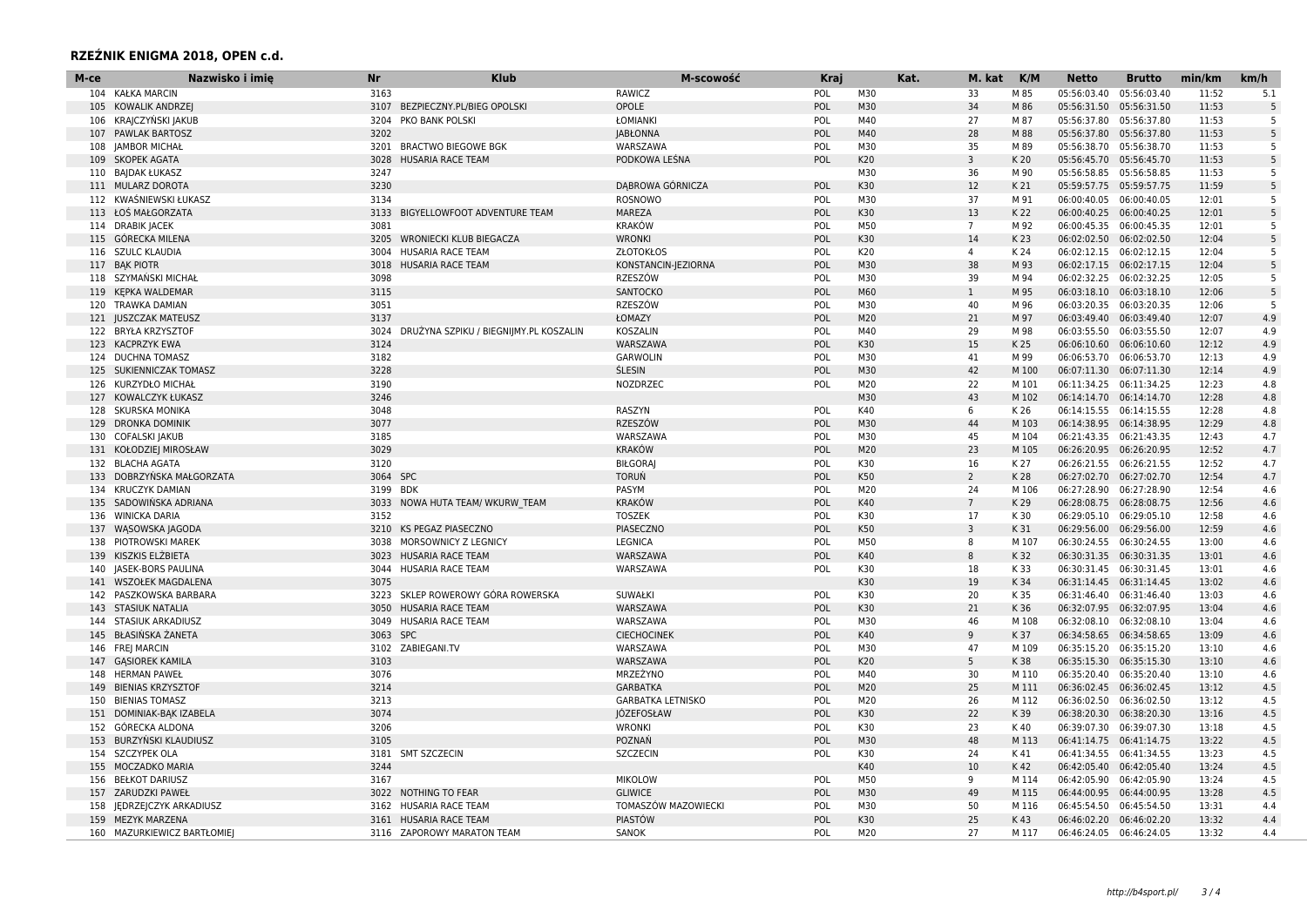## RZEŹNIK ENIGMA 2018, OPEN c.d.

| M-ce | Nazwisko i imię | Nr | Klub | M-scowość | Kraj | Kat. | M. kat | K/M | Netto | Brutto | min/km | km/h |
|---|---|---|---|---|---|---|---|---|---|---|---|---|
| 104 | KAŁKA MARCIN | 3163 | | RAWICZ | POL | M30 | 33 | M 85 | 05:56:03.40 | 05:56:03.40 | 11:52 | 5.1 |
| 105 | KOWALIK ANDRZEJ | 3107 | BEZPIECZNY.PL/BIEG OPOLSKI | OPOLE | POL | M30 | 34 | M 86 | 05:56:31.50 | 05:56:31.50 | 11:53 | 5 |
| 106 | KRAJCZYŃSKI JAKUB | 3204 | PKO BANK POLSKI | ŁOMIANKI | POL | M40 | 27 | M 87 | 05:56:37.80 | 05:56:37.80 | 11:53 | 5 |
| 107 | PAWLAK BARTOSZ | 3202 | | JABŁONNA | POL | M40 | 28 | M 88 | 05:56:37.80 | 05:56:37.80 | 11:53 | 5 |
| 108 | JAMBOR MICHAŁ | 3201 | BRACTWO BIEGOWE BGK | WARSZAWA | POL | M30 | 35 | M 89 | 05:56:38.70 | 05:56:38.70 | 11:53 | 5 |
| 109 | SKOPEK AGATA | 3028 | HUSARIA RACE TEAM | PODKOWA LEŚNA | POL | K20 | 3 | K 20 | 05:56:45.70 | 05:56:45.70 | 11:53 | 5 |
| 110 | BAJDAK ŁUKASZ | 3247 | | | | M30 | 36 | M 90 | 05:56:58.85 | 05:56:58.85 | 11:53 | 5 |
| 111 | MULARZ DOROTA | 3230 | | DĄBROWA GÓRNICZA | POL | K30 | 12 | K 21 | 05:59:57.75 | 05:59:57.75 | 11:59 | 5 |
| 112 | KWAŚNIEWSKI ŁUKASZ | 3134 | | ROSNOWO | POL | M30 | 37 | M 91 | 06:00:40.05 | 06:00:40.05 | 12:01 | 5 |
| 113 | ŁOŚ MAŁGORZATA | 3133 | BIGYELLOWFOOT ADVENTURE TEAM | MAREZA | POL | K30 | 13 | K 22 | 06:00:40.25 | 06:00:40.25 | 12:01 | 5 |
| 114 | DRABIK JACEK | 3081 | | KRAKÓW | POL | M50 | 7 | M 92 | 06:00:45.35 | 06:00:45.35 | 12:01 | 5 |
| 115 | GÓRECKA MILENA | 3205 | WRONIECKI KLUB BIEGACZA | WRONKI | POL | K30 | 14 | K 23 | 06:02:02.50 | 06:02:02.50 | 12:04 | 5 |
| 116 | SZULC KLAUDIA | 3004 | HUSARIA RACE TEAM | ZŁOTOKŁOS | POL | K20 | 4 | K 24 | 06:02:12.15 | 06:02:12.15 | 12:04 | 5 |
| 117 | BĄK PIOTR | 3018 | HUSARIA RACE TEAM | KONSTANCIN-JEZIORNA | POL | M30 | 38 | M 93 | 06:02:17.15 | 06:02:17.15 | 12:04 | 5 |
| 118 | SZYMAŃSKI MICHAŁ | 3098 | | RZESZÓW | POL | M30 | 39 | M 94 | 06:02:32.25 | 06:02:32.25 | 12:05 | 5 |
| 119 | KĘPKA WALDEMAR | 3115 | | SANTOCKO | POL | M60 | 1 | M 95 | 06:03:18.10 | 06:03:18.10 | 12:06 | 5 |
| 120 | TRAWKA DAMIAN | 3051 | | RZESZÓW | POL | M30 | 40 | M 96 | 06:03:20.35 | 06:03:20.35 | 12:06 | 5 |
| 121 | JUSZCZAK MATEUSZ | 3137 | | ŁOMAZY | POL | M20 | 21 | M 97 | 06:03:49.40 | 06:03:49.40 | 12:07 | 4.9 |
| 122 | BRYŁA KRZYSZTOF | 3024 | DRUŻYNA SZPIKU / BIEGNIJMY.PL KOSZALIN | KOSZALIN | POL | M40 | 29 | M 98 | 06:03:55.50 | 06:03:55.50 | 12:07 | 4.9 |
| 123 | KACPRZYK EWA | 3124 | | WARSZAWA | POL | K30 | 15 | K 25 | 06:06:10.60 | 06:06:10.60 | 12:12 | 4.9 |
| 124 | DUCHNA TOMASZ | 3182 | | GARWOLIN | POL | M30 | 41 | M 99 | 06:06:53.70 | 06:06:53.70 | 12:13 | 4.9 |
| 125 | SUKIENNICZAK TOMASZ | 3228 | | ŚLESIN | POL | M30 | 42 | M 100 | 06:07:11.30 | 06:07:11.30 | 12:14 | 4.9 |
| 126 | KURZYDŁO MICHAŁ | 3190 | | NOZDRZEC | POL | M20 | 22 | M 101 | 06:11:34.25 | 06:11:34.25 | 12:23 | 4.8 |
| 127 | KOWALCZYK ŁUKASZ | 3246 | | | | M30 | 43 | M 102 | 06:14:14.70 | 06:14:14.70 | 12:28 | 4.8 |
| 128 | SKURSKA MONIKA | 3048 | | RASZYN | POL | K40 | 6 | K 26 | 06:14:15.55 | 06:14:15.55 | 12:28 | 4.8 |
| 129 | DRONKA DOMINIK | 3077 | | RZESZÓW | POL | M30 | 44 | M 103 | 06:14:38.95 | 06:14:38.95 | 12:29 | 4.8 |
| 130 | COFALSKI JAKUB | 3185 | | WARSZAWA | POL | M30 | 45 | M 104 | 06:21:43.35 | 06:21:43.35 | 12:43 | 4.7 |
| 131 | KOŁODZIEJ MIROSŁAW | 3029 | | KRAKÓW | POL | M20 | 23 | M 105 | 06:26:20.95 | 06:26:20.95 | 12:52 | 4.7 |
| 132 | BLACHA AGATA | 3120 | | BIŁGORAJ | POL | K30 | 16 | K 27 | 06:26:21.55 | 06:26:21.55 | 12:52 | 4.7 |
| 133 | DOBRZYŃSKA MAŁGORZATA | 3064 | SPC | TORUŃ | POL | K50 | 2 | K 28 | 06:27:02.70 | 06:27:02.70 | 12:54 | 4.7 |
| 134 | KRUCZYK DAMIAN | 3199 | BDK | PASYM | POL | M20 | 24 | M 106 | 06:27:28.90 | 06:27:28.90 | 12:54 | 4.6 |
| 135 | SADOWIŃSKA ADRIANA | 3033 | NOWA HUTA TEAM/ WKURW_TEAM | KRAKÓW | POL | K40 | 7 | K 29 | 06:28:08.75 | 06:28:08.75 | 12:56 | 4.6 |
| 136 | WINICKA DARIA | 3152 | | TOSZEK | POL | K30 | 17 | K 30 | 06:29:05.10 | 06:29:05.10 | 12:58 | 4.6 |
| 137 | WĄSOWSKA JAGODA | 3210 | KS PEGAZ PIASECZNO | PIASECZNO | POL | K50 | 3 | K 31 | 06:29:56.00 | 06:29:56.00 | 12:59 | 4.6 |
| 138 | PIOTROWSKI MAREK | 3038 | MORSOWNICY Z LEGNICY | LEGNICA | POL | M50 | 8 | M 107 | 06:30:24.55 | 06:30:24.55 | 13:00 | 4.6 |
| 139 | KISZKIS ELŻBIETA | 3023 | HUSARIA RACE TEAM | WARSZAWA | POL | K40 | 8 | K 32 | 06:30:31.35 | 06:30:31.35 | 13:01 | 4.6 |
| 140 | JASEK-BORS PAULINA | 3044 | HUSARIA RACE TEAM | WARSZAWA | POL | K30 | 18 | K 33 | 06:30:31.45 | 06:30:31.45 | 13:01 | 4.6 |
| 141 | WSZOŁEK MAGDALENA | 3075 | | | | K30 | 19 | K 34 | 06:31:14.45 | 06:31:14.45 | 13:02 | 4.6 |
| 142 | PASZKOWSKA BARBARA | 3223 | SKLEP ROWEROWY GÓRA ROWERSKA | SUWAŁKI | POL | K30 | 20 | K 35 | 06:31:46.40 | 06:31:46.40 | 13:03 | 4.6 |
| 143 | STASIUK NATALIA | 3050 | HUSARIA RACE TEAM | WARSZAWA | POL | K30 | 21 | K 36 | 06:32:07.95 | 06:32:07.95 | 13:04 | 4.6 |
| 144 | STASIUK ARKADIUSZ | 3049 | HUSARIA RACE TEAM | WARSZAWA | POL | M30 | 46 | M 108 | 06:32:08.10 | 06:32:08.10 | 13:04 | 4.6 |
| 145 | BŁASIŃSKA ŻANETA | 3063 | SPC | CIECHOCINEK | POL | K40 | 9 | K 37 | 06:34:58.65 | 06:34:58.65 | 13:09 | 4.6 |
| 146 | FREJ MARCIN | 3102 | ZABIEGANI.TV | WARSZAWA | POL | M30 | 47 | M 109 | 06:35:15.20 | 06:35:15.20 | 13:10 | 4.6 |
| 147 | GĄSIOREK KAMILA | 3103 | | WARSZAWA | POL | K20 | 5 | K 38 | 06:35:15.30 | 06:35:15.30 | 13:10 | 4.6 |
| 148 | HERMAN PAWEŁ | 3076 | | MRZEŻYNO | POL | M40 | 30 | M 110 | 06:35:20.40 | 06:35:20.40 | 13:10 | 4.6 |
| 149 | BIENIAS KRZYSZTOF | 3214 | | GARBATKA | POL | M20 | 25 | M 111 | 06:36:02.45 | 06:36:02.45 | 13:12 | 4.5 |
| 150 | BIENIAS TOMASZ | 3213 | | GARBATKA LETNISKO | POL | M20 | 26 | M 112 | 06:36:02.50 | 06:36:02.50 | 13:12 | 4.5 |
| 151 | DOMINIAK-BĄK IZABELA | 3074 | | JÓZEFOSŁAW | POL | K30 | 22 | K 39 | 06:38:20.30 | 06:38:20.30 | 13:16 | 4.5 |
| 152 | GÓRECKA ALDONA | 3206 | | WRONKI | POL | K30 | 23 | K 40 | 06:39:07.30 | 06:39:07.30 | 13:18 | 4.5 |
| 153 | BURZYŃSKI KLAUDIUSZ | 3105 | | POZNAŃ | POL | M30 | 48 | M 113 | 06:41:14.75 | 06:41:14.75 | 13:22 | 4.5 |
| 154 | SZCZYPEK OLA | 3181 | SMT SZCZECIN | SZCZECIN | POL | K30 | 24 | K 41 | 06:41:34.55 | 06:41:34.55 | 13:23 | 4.5 |
| 155 | MOCZADKO MARIA | 3244 | | | | K40 | 10 | K 42 | 06:42:05.40 | 06:42:05.40 | 13:24 | 4.5 |
| 156 | BEŁKOT DARIUSZ | 3167 | | MIKOLOW | POL | M50 | 9 | M 114 | 06:42:05.90 | 06:42:05.90 | 13:24 | 4.5 |
| 157 | ZARUDZKI PAWEŁ | 3022 | NOTHING TO FEAR | GLIWICE | POL | M30 | 49 | M 115 | 06:44:00.95 | 06:44:00.95 | 13:28 | 4.5 |
| 158 | JĘDRZEJCZYK ARKADIUSZ | 3162 | HUSARIA RACE TEAM | TOMASZÓW MAZOWIECKI | POL | M30 | 50 | M 116 | 06:45:54.50 | 06:45:54.50 | 13:31 | 4.4 |
| 159 | MEZYK MARZENA | 3161 | HUSARIA RACE TEAM | PIASTÓW | POL | K30 | 25 | K 43 | 06:46:02.20 | 06:46:02.20 | 13:32 | 4.4 |
| 160 | MAZURKIEWICZ BARTŁOMIEJ | 3116 | ZAPOROWY MARATON TEAM | SANOK | POL | M20 | 27 | M 117 | 06:46:24.05 | 06:46:24.05 | 13:32 | 4.4 |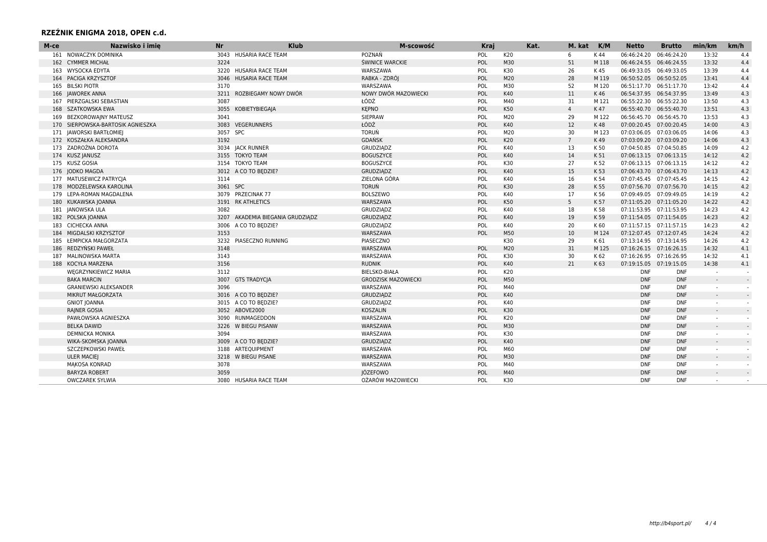## RZEŹNIK ENIGMA 2018, OPEN c.d.

| M-ce | Nazwisko i imię | Nr | Klub | M-scowość | Kraj | Kat. | M. kat | K/M | Netto | Brutto | min/km | km/h |
|---|---|---|---|---|---|---|---|---|---|---|---|---|
| 161 | NOWACZYK DOMINIKA | 3043 | HUSARIA RACE TEAM | POZNAŃ | POL | K20 | 6 | K 44 | 06:46:24.20 | 06:46:24.20 | 13:32 | 4.4 |
| 162 | CYMMER MICHAŁ | 3224 | | ŚWINICE WARCKIE | POL | M30 | 51 | M 118 | 06:46:24.55 | 06:46:24.55 | 13:32 | 4.4 |
| 163 | WYSOCKA EDYTA | 3220 | HUSARIA RACE TEAM | WARSZAWA | POL | K30 | 26 | K 45 | 06:49:33.05 | 06:49:33.05 | 13:39 | 4.4 |
| 164 | PACIGA KRZYSZTOF | 3046 | HUSARIA RACE TEAM | RABKA - ZDRÓJ | POL | M20 | 28 | M 119 | 06:50:52.05 | 06:50:52.05 | 13:41 | 4.4 |
| 165 | BILSKI PIOTR | 3170 | | WARSZAWA | POL | M30 | 52 | M 120 | 06:51:17.70 | 06:51:17.70 | 13:42 | 4.4 |
| 166 | JAWOREK ANNA | 3211 | ROZBIEGAMY NOWY DWÓR | NOWY DWÓR MAZOWIECKI | POL | K40 | 11 | K 46 | 06:54:37.95 | 06:54:37.95 | 13:49 | 4.3 |
| 167 | PIERZGALSKI SEBASTIAN | 3087 | | ŁÓDŹ | POL | M40 | 31 | M 121 | 06:55:22.30 | 06:55:22.30 | 13:50 | 4.3 |
| 168 | SZATKOWSKA EWA | 3055 | KOBIETYBIEGAJA | KĘPNO | POL | K50 | 4 | K 47 | 06:55:40.70 | 06:55:40.70 | 13:51 | 4.3 |
| 169 | BEZKOROWAJNY MATEUSZ | 3041 | | SIEPRAW | POL | M20 | 29 | M 122 | 06:56:45.70 | 06:56:45.70 | 13:53 | 4.3 |
| 170 | SIERPOWSKA-BARTOSIK AGNIESZKA | 3083 | VEGERUNNERS | ŁÓDŹ | POL | K40 | 12 | K 48 | 07:00:20.45 | 07:00:20.45 | 14:00 | 4.3 |
| 171 | JAWORSKI BARTŁOMIEJ | 3057 | SPC | TORUŃ | POL | M20 | 30 | M 123 | 07:03:06.05 | 07:03:06.05 | 14:06 | 4.3 |
| 172 | KOSZAŁKA ALEKSANDRA | 3192 | | GDAŃSK | POL | K20 | 7 | K 49 | 07:03:09.20 | 07:03:09.20 | 14:06 | 4.3 |
| 173 | ZADROŻNA DOROTA | 3034 | JACK RUNNER | GRUDZIĄDZ | POL | K40 | 13 | K 50 | 07:04:50.85 | 07:04:50.85 | 14:09 | 4.2 |
| 174 | KUSZ JANUSZ | 3155 | TOKYO TEAM | BOGUSZYCE | POL | K40 | 14 | K 51 | 07:06:13.15 | 07:06:13.15 | 14:12 | 4.2 |
| 175 | KUSZ GOSIA | 3154 | TOKYO TEAM | BOGUSZYCE | POL | K30 | 27 | K 52 | 07:06:13.15 | 07:06:13.15 | 14:12 | 4.2 |
| 176 | JODKO MAGDA | 3012 | A CO TO BĘDZIE? | GRUDZIĄDZ | POL | K40 | 15 | K 53 | 07:06:43.70 | 07:06:43.70 | 14:13 | 4.2 |
| 177 | MATUSEWICZ PATRYCJA | 3114 | | ZIELONA GÓRA | POL | K40 | 16 | K 54 | 07:07:45.45 | 07:07:45.45 | 14:15 | 4.2 |
| 178 | MODZELEWSKA KAROLINA | 3061 | SPC | TORUŃ | POL | K30 | 28 | K 55 | 07:07:56.70 | 07:07:56.70 | 14:15 | 4.2 |
| 179 | LEPA-ROMAN MAGDALENA | 3079 | PRZECINAK 77 | BOLSZEWO | POL | K40 | 17 | K 56 | 07:09:49.05 | 07:09:49.05 | 14:19 | 4.2 |
| 180 | KUKAWSKA JOANNA | 3191 | RK ATHLETICS | WARSZAWA | POL | K50 | 5 | K 57 | 07:11:05.20 | 07:11:05.20 | 14:22 | 4.2 |
| 181 | JANOWSKA ULA | 3082 | | GRUDZIĄDZ | POL | K40 | 18 | K 58 | 07:11:53.95 | 07:11:53.95 | 14:23 | 4.2 |
| 182 | POLSKA JOANNA | 3207 | AKADEMIA BIEGANIA GRUDZIĄDZ | GRUDZIĄDZ | POL | K40 | 19 | K 59 | 07:11:54.05 | 07:11:54.05 | 14:23 | 4.2 |
| 183 | CICHECKA ANNA | 3006 | A CO TO BĘDZIE? | GRUDZIĄDZ | POL | K40 | 20 | K 60 | 07:11:57.15 | 07:11:57.15 | 14:23 | 4.2 |
| 184 | MIGDALSKI KRZYSZTOF | 3153 | | WARSZAWA | POL | M50 | 10 | M 124 | 07:12:07.45 | 07:12:07.45 | 14:24 | 4.2 |
| 185 | ŁEMPICKA MAŁGORZATA | 3232 | PIASECZNO RUNNING | PIASECZNO | | K30 | 29 | K 61 | 07:13:14.95 | 07:13:14.95 | 14:26 | 4.2 |
| 186 | REDZYŃSKI PAWEŁ | 3148 | | WARSZAWA | POL | M20 | 31 | M 125 | 07:16:26.15 | 07:16:26.15 | 14:32 | 4.1 |
| 187 | MALINOWSKA MARTA | 3143 | | WARSZAWA | POL | K30 | 30 | K 62 | 07:16:26.95 | 07:16:26.95 | 14:32 | 4.1 |
| 188 | KOCYŁA MARZENA | 3156 | | RUDNIK | POL | K40 | 21 | K 63 | 07:19:15.05 | 07:19:15.05 | 14:38 | 4.1 |
| | WĘGRZYNKIEWICZ MARIA | 3112 | | BIELSKO-BIAŁA | POL | K20 | | | DNF | DNF | - | - |
| | BAKA MARCIN | 3007 | GTS TRADYCJA | GRODZISK MAZOWIECKI | POL | M50 | | | DNF | DNF | - | - |
| | GRANIEWSKI ALEKSANDER | 3096 | | WARSZAWA | POL | M40 | | | DNF | DNF | - | - |
| | MIKRUT MAŁGORZATA | 3016 | A CO TO BĘDZIE? | GRUDZIĄDZ | POL | K40 | | | DNF | DNF | - | - |
| | GNIOT JOANNA | 3015 | A CO TO BĘDZIE? | GRUDZIĄDZ | POL | K40 | | | DNF | DNF | - | - |
| | RAJNER GOSIA | 3052 | ABOVE2000 | KOSZALIN | POL | K30 | | | DNF | DNF | - | - |
| | PAWŁOWSKA AGNIESZKA | 3090 | RUNMAGEDDON | WARSZAWA | POL | K20 | | | DNF | DNF | - | - |
| | BELKA DAWID | 3226 | W BIEGU PISANW | WARSZAWA | POL | M30 | | | DNF | DNF | - | - |
| | DEMNICKA MONIKA | 3094 | | WARSZAWA | POL | K30 | | | DNF | DNF | - | - |
| | WIKA-SKOMSKA JOANNA | 3009 | A CO TO BĘDZIE? | GRUDZIĄDZ | POL | K40 | | | DNF | DNF | - | - |
| | SZCZEPKOWSKI PAWEŁ | 3188 | ARTEQUIPMENT | WARSZAWA | POL | M60 | | | DNF | DNF | - | - |
| | ULER MACIEJ | 3218 | W BIEGU PISANE | WARSZAWA | POL | M30 | | | DNF | DNF | - | - |
| | MĄKOSA KONRAD | 3078 | | WARSZAWA | POL | M40 | | | DNF | DNF | - | - |
| | BARYZA ROBERT | 3059 | | JÓZEFOWO | POL | M40 | | | DNF | DNF | - | - |
| | OWCZAREK SYLWIA | 3080 | HUSARIA RACE TEAM | OŻARÓW MAZOWIECKI | POL | K30 | | | DNF | DNF | - | - |

http://b4sport.pl/